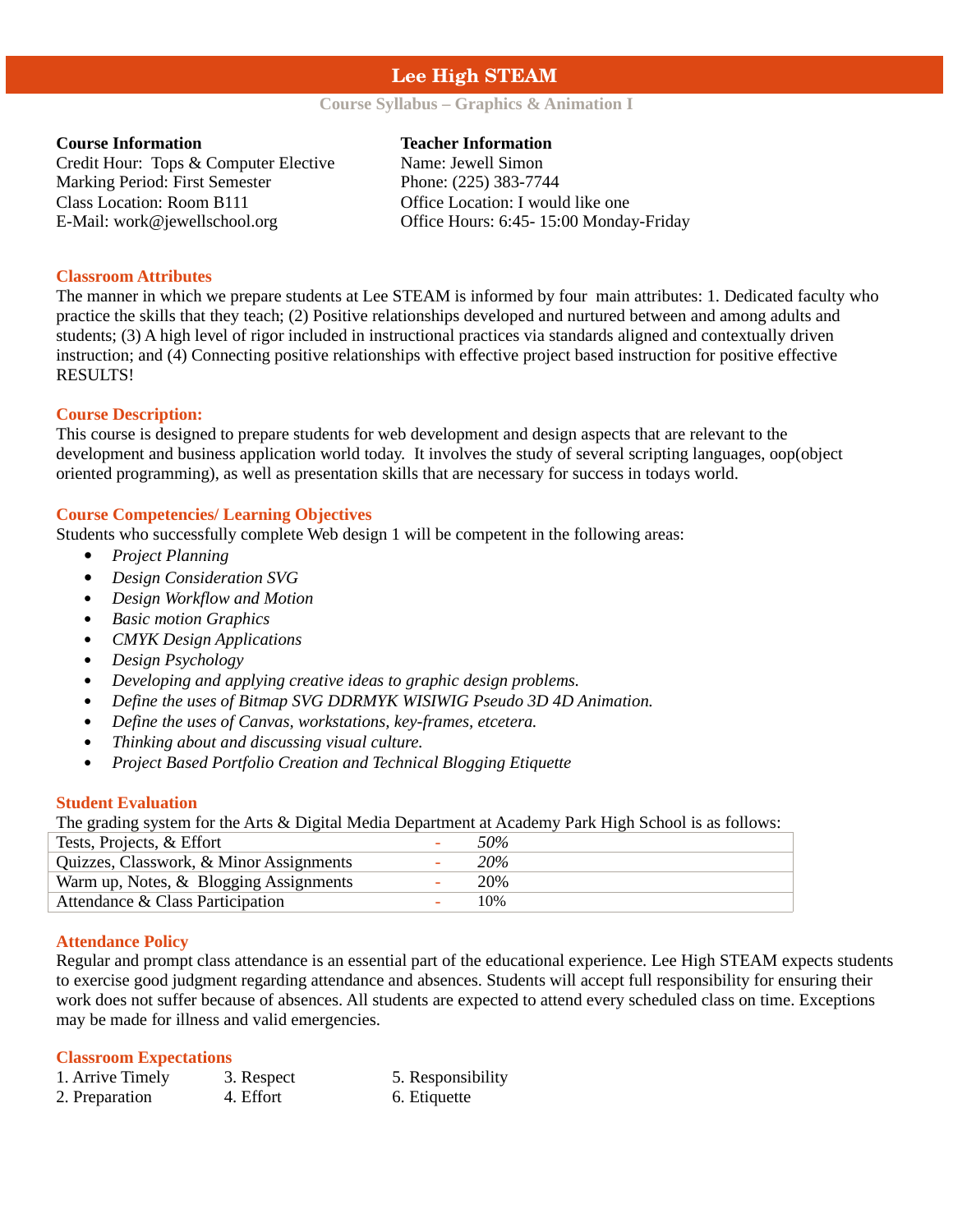# Lee High STEAM

## Course Syllabus – Graphics & Animation I

**Course Information**
Credit Hour: Tops & Computer Elective
Marking Period: First Semester
Class Location: Room B111
E-Mail: work@jewellschool.org

**Teacher Information**
Name: Jewell Simon
Phone: (225) 383-7744
Office Location: I would like one
Office Hours: 6:45- 15:00 Monday-Friday

### Classroom Attributes

The manner in which we prepare students at Lee STEAM is informed by four main attributes: 1. Dedicated faculty who practice the skills that they teach; (2) Positive relationships developed and nurtured between and among adults and students; (3) A high level of rigor included in instructional practices via standards aligned and contextually driven instruction; and (4) Connecting positive relationships with effective project based instruction for positive effective RESULTS!

### Course Description:

This course is designed to prepare students for web development and design aspects that are relevant to the development and business application world today. It involves the study of several scripting languages, oop(object oriented programming), as well as presentation skills that are necessary for success in todays world.

### Course Competencies/ Learning Objectives

Students who successfully complete Web design 1 will be competent in the following areas:

- *Project Planning*
- *Design Consideration SVG*
- *Design Workflow and Motion*
- *Basic motion Graphics*
- *CMYK Design Applications*
- *Design Psychology*
- *Developing and applying creative ideas to graphic design problems.*
- *Define the uses of Bitmap SVG DDRMYK WISIWIG Pseudo 3D 4D Animation.*
- *Define the uses of Canvas, workstations, key-frames, etcetera.*
- *Thinking about and discussing visual culture.*
- *Project Based Portfolio Creation and Technical Blogging Etiquette*

### Student Evaluation

The grading system for the Arts & Digital Media Department at Academy Park High School is as follows:

| Category | | Weight |
|---|---|---|
| Tests, Projects, & Effort | - | *50%* |
| Quizzes, Classwork, & Minor Assignments | - | *20%* |
| Warm up, Notes, & Blogging Assignments | - | 20% |
| Attendance & Class Participation | - | 10% |

### Attendance Policy

Regular and prompt class attendance is an essential part of the educational experience. Lee High STEAM expects students to exercise good judgment regarding attendance and absences. Students will accept full responsibility for ensuring their work does not suffer because of absences. All students are expected to attend every scheduled class on time. Exceptions may be made for illness and valid emergencies.

### Classroom Expectations

1. Arrive Timely
2. Preparation
3. Respect
4. Effort
5. Responsibility
6. Etiquette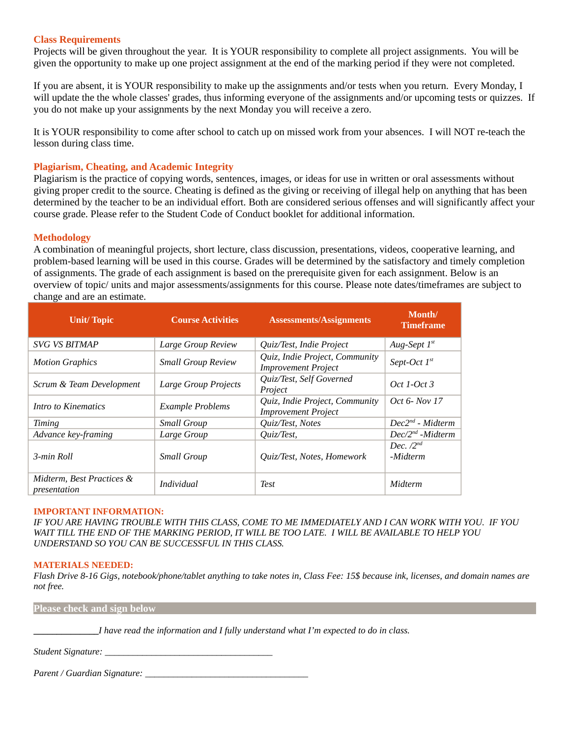### Class Requirements

Projects will be given throughout the year. It is YOUR responsibility to complete all project assignments. You will be given the opportunity to make up one project assignment at the end of the marking period if they were not completed.

If you are absent, it is YOUR responsibility to make up the assignments and/or tests when you return. Every Monday, I will update the the whole classes' grades, thus informing everyone of the assignments and/or upcoming tests or quizzes. If you do not make up your assignments by the next Monday you will receive a zero.

It is YOUR responsibility to come after school to catch up on missed work from your absences. I will NOT re-teach the lesson during class time.

### Plagiarism, Cheating, and Academic Integrity

Plagiarism is the practice of copying words, sentences, images, or ideas for use in written or oral assessments without giving proper credit to the source. Cheating is defined as the giving or receiving of illegal help on anything that has been determined by the teacher to be an individual effort. Both are considered serious offenses and will significantly affect your course grade. Please refer to the Student Code of Conduct booklet for additional information.

### Methodology

A combination of meaningful projects, short lecture, class discussion, presentations, videos, cooperative learning, and problem-based learning will be used in this course. Grades will be determined by the satisfactory and timely completion of assignments. The grade of each assignment is based on the prerequisite given for each assignment. Below is an overview of topic/ units and major assessments/assignments for this course. Please note dates/timeframes are subject to change and are an estimate.

| Unit/ Topic | Course Activities | Assessments/Assignments | Month/ Timeframe |
|---|---|---|---|
| *SVG VS BITMAP* | *Large Group Review* | *Quiz/Test, Indie Project* | *Aug-Sept 1st* |
| *Motion Graphics* | *Small Group Review* | *Quiz, Indie Project, Community Improvement Project* | *Sept-Oct 1st* |
| *Scrum & Team Development* | *Large Group Projects* | *Quiz/Test, Self Governed Project* | *Oct 1-Oct 3* |
| *Intro to Kinematics* | *Example Problems* | *Quiz, Indie Project, Community Improvement Project* | *Oct 6- Nov 17* |
| *Timing* | *Small Group* | *Quiz/Test, Notes* | *Dec2nd - Midterm* |
| *Advance key-framing* | *Large Group* | *Quiz/Test,* | *Dec/2nd -Midterm* |
| *3-min Roll* | *Small Group* | *Quiz/Test, Notes, Homework* | *Dec. /2nd -Midterm* |
| *Midterm, Best Practices & presentation* | *Individual* | *Test* | *Midterm* |

**IMPORTANT INFORMATION:**

*IF YOU ARE HAVING TROUBLE WITH THIS CLASS, COME TO ME IMMEDIATELY AND I CAN WORK WITH YOU. IF YOU WAIT TILL THE END OF THE MARKING PERIOD, IT WILL BE TOO LATE. I WILL BE AVAILABLE TO HELP YOU UNDERSTAND SO YOU CAN BE SUCCESSFUL IN THIS CLASS.*

**MATERIALS NEEDED:**

*Flash Drive 8-16 Gigs, notebook/phone/tablet anything to take notes in, Class Fee: 15$ because ink, licenses, and domain names are not free.*

**Please check and sign below**

______________*I have read the information and I fully understand what I'm expected to do in class.*

*Student Signature:* ____________________________________

*Parent / Guardian Signature:* ___________________________________